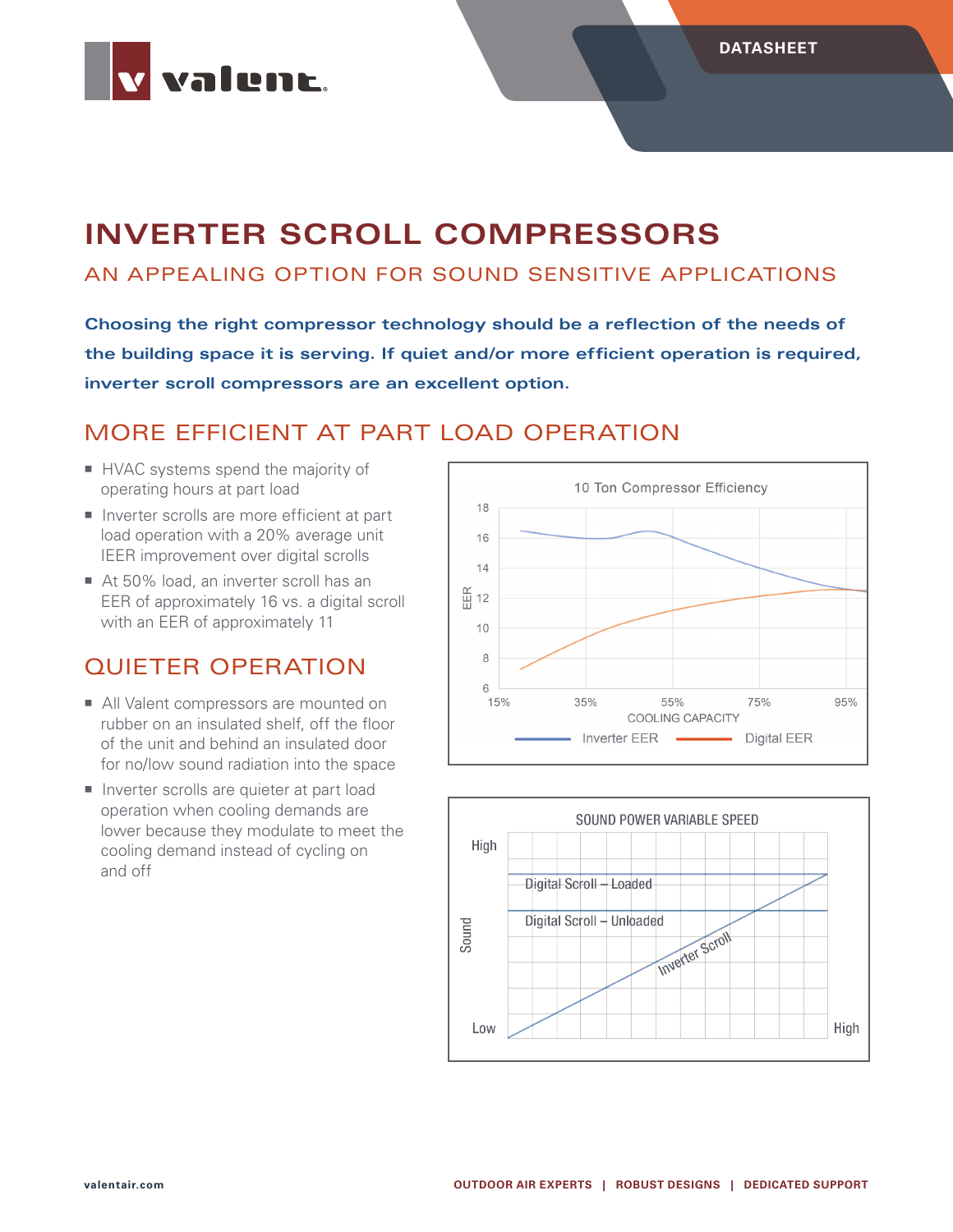# INVERTER SCROLL COMPRESSORS

## AN APPEALING OPTION FOR SOUND SENSITIVE APPLICATIONS

**Choosing the right compressor technology should be a reflection of the needs of the building space it is serving. If quiet and/or more efficient operation is required, inverter scroll compressors are an excellent option.**

## MORE EFFICIENT AT PART LOAD OPERATION

- HVAC systems spend the majority of operating hours at part load
- Inverter scrolls are more efficient at part load operation with a 20% average unit IEER improvement over digital scrolls
- At 50% load, an inverter scroll has an EER of approximately 16 vs. a digital scroll with an EER of approximately 11

## QUIETER OPERATION

- All Valent compressors are mounted on rubber on an insulated shelf, off the floor of the unit and behind an insulated door for no/low sound radiation into the space
- Inverter scrolls are quieter at part load operation when cooling demands are lower because they modulate to meet the cooling demand instead of cycling on and off

10 Ton Compressor Efficiency

SOUND POWER VARIABLE SPEED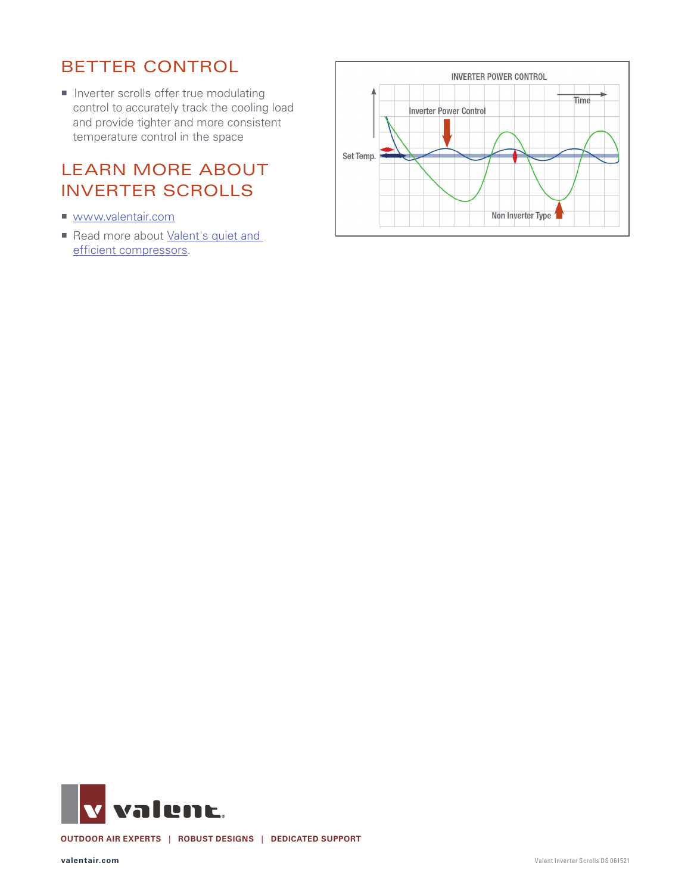## BETTER CONTROL

- Inverter scrolls offer true modulating control to accurately track the cooling load and provide tighter and more consistent temperature control in the space

## LEARN MORE ABOUT INVERTER SCROLLS

- www.valentair.com
- Read more about Valent's quiet and efficient compressors.

INVERTER POWER CONTROL

Time

Inverter Power Control

Set Temp.

Non Inverter Type

OUTDOOR AIR EXPERTS | ROBUST DESIGNS | DEDICATED SUPPORT

valentair.com

Valent Inverter Scrolls DS 061521